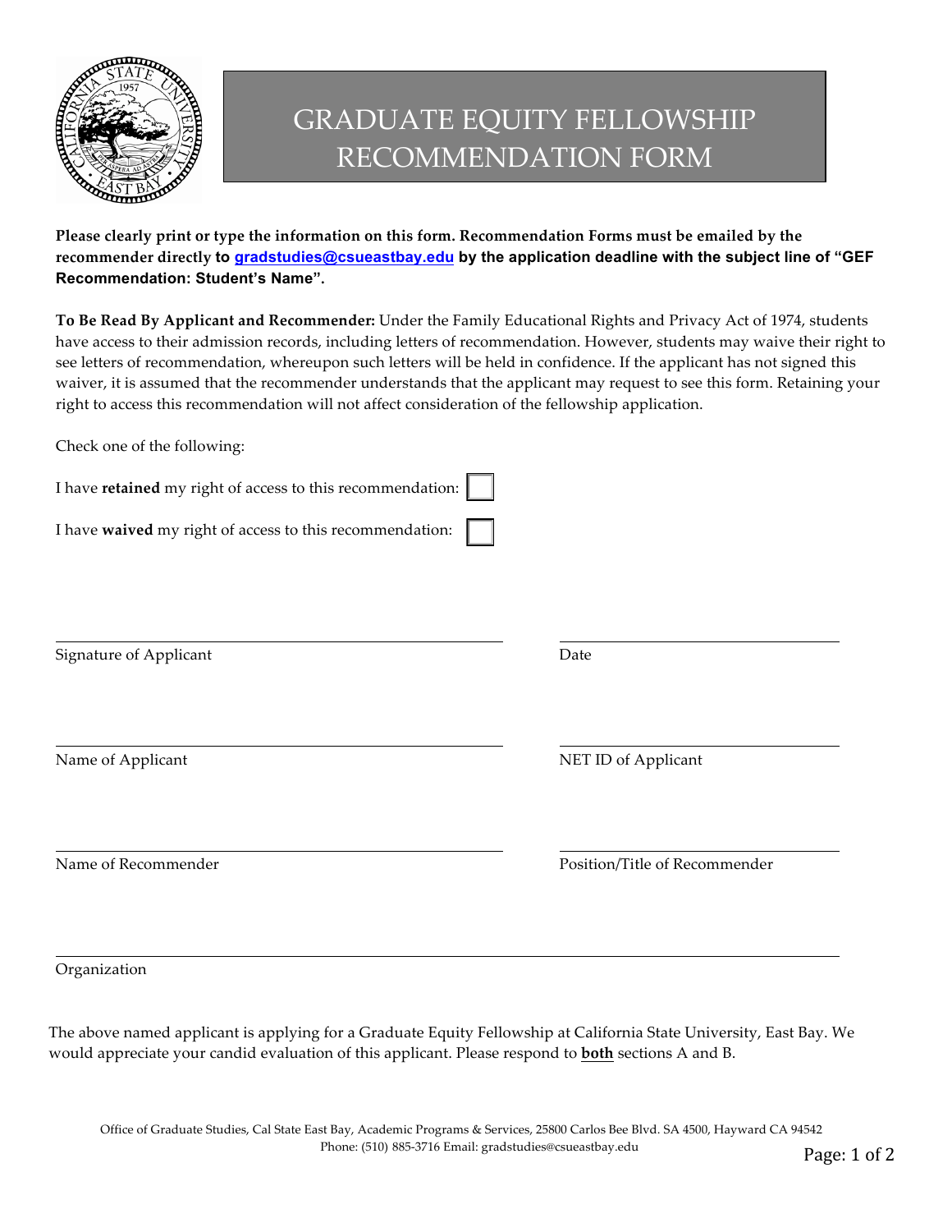# GRADUATE EQUITY FELLOWSHIP RECOMMENDATION FORM

**Please clearly print or type the information on this form. Recommendation Forms must be emailed by the recommender directly to gradstudies@csueastbay.edu by the application deadline with the subject line of "GEF Recommendation: Student's Name".**

**To Be Read By Applicant and Recommender:** Under the Family Educational Rights and Privacy Act of 1974, students have access to their admission records, including letters of recommendation. However, students may waive their right to see letters of recommendation, whereupon such letters will be held in confidence. If the applicant has not signed this waiver, it is assumed that the recommender understands that the applicant may request to see this form. Retaining your right to access this recommendation will not affect consideration of the fellowship application.

Check one of the following:

I have **retained** my right of access to this recommendation: ☐

I have **waived** my right of access to this recommendation: ☐

Signature of Applicant ______________________ Date ______________________

Name of Applicant ______________________ NET ID of Applicant ______________________

Name of Recommender ______________________ Position/Title of Recommender ______________________

Organization ______________________

The above named applicant is applying for a Graduate Equity Fellowship at California State University, East Bay. We would appreciate your candid evaluation of this applicant. Please respond to **both** sections A and B.

Office of Graduate Studies, Cal State East Bay, Academic Programs & Services, 25800 Carlos Bee Blvd. SA 4500, Hayward CA 94542
Phone: (510) 885-3716 Email: gradstudies@csueastbay.edu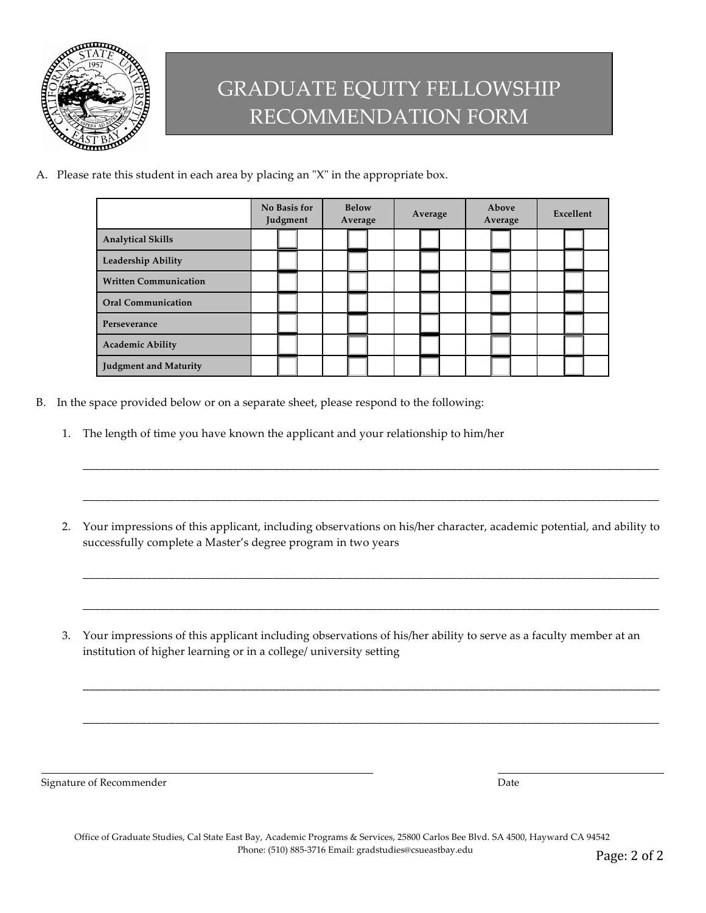# GRADUATE EQUITY FELLOWSHIP RECOMMENDATION FORM

A. Please rate this student in each area by placing an "X" in the appropriate box.

| | No Basis for Judgment | Below Average | Average | Above Average | Excellent |
|---|---|---|---|---|---|
| **Analytical Skills** | | | | | |
| **Leadership Ability** | | | | | |
| **Written Communication** | | | | | |
| **Oral Communication** | | | | | |
| **Perseverance** | | | | | |
| **Academic Ability** | | | | | |
| **Judgment and Maturity** | | | | | |

B. In the space provided below or on a separate sheet, please respond to the following:

1. The length of time you have known the applicant and your relationship to him/her

______________________________________________________________________________

______________________________________________________________________________

2. Your impressions of this applicant, including observations on his/her character, academic potential, and ability to successfully complete a Master's degree program in two years

______________________________________________________________________________

______________________________________________________________________________

3. Your impressions of this applicant including observations of his/her ability to serve as a faculty member at an institution of higher learning or in a college/ university setting

______________________________________________________________________________

______________________________________________________________________________

______________________________________________________ ______________________________

Signature of Recommender Date

Office of Graduate Studies, Cal State East Bay, Academic Programs & Services, 25800 Carlos Bee Blvd. SA 4500, Hayward CA 94542
Phone: (510) 885-3716 Email: gradstudies@csueastbay.edu